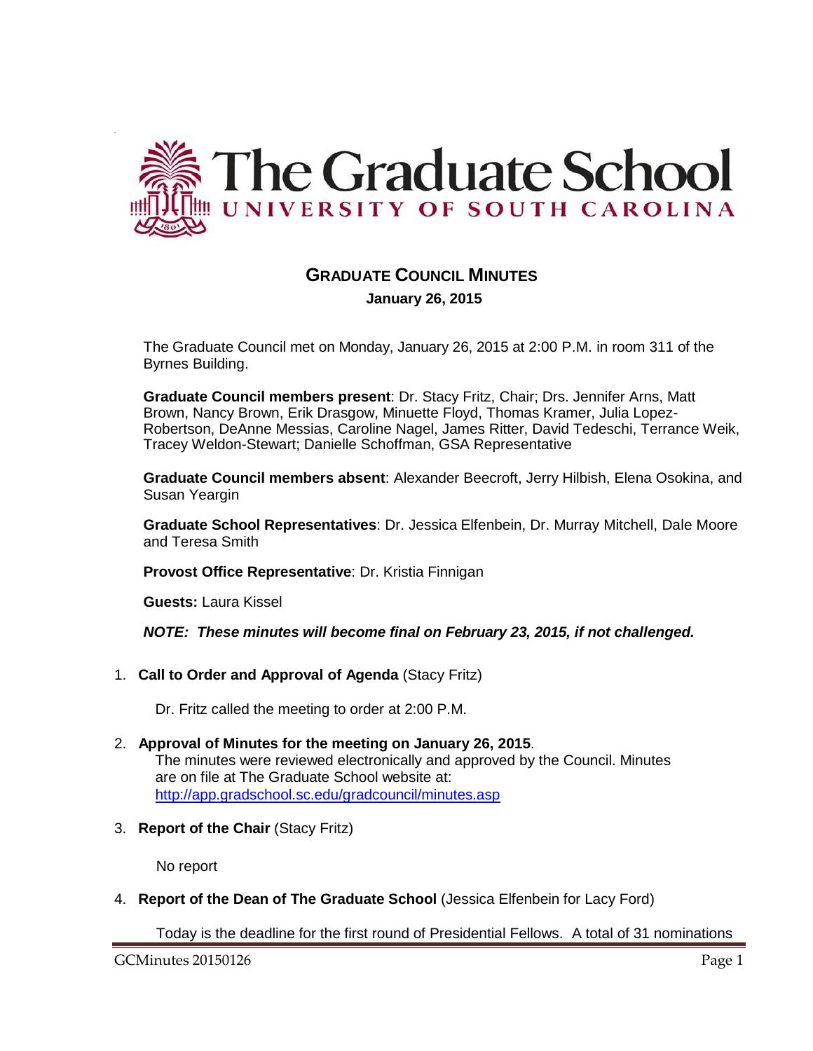# The Graduate School

UNIVERSITY OF SOUTH CAROLINA

## GRADUATE COUNCIL MINUTES

**January 26, 2015**

The Graduate Council met on Monday, January 26, 2015 at 2:00 P.M. in room 311 of the Byrnes Building.

**Graduate Council members present**: Dr. Stacy Fritz, Chair; Drs. Jennifer Arns, Matt Brown, Nancy Brown, Erik Drasgow, Minuette Floyd, Thomas Kramer, Julia Lopez-Robertson, DeAnne Messias, Caroline Nagel, James Ritter, David Tedeschi, Terrance Weik, Tracey Weldon-Stewart; Danielle Schoffman, GSA Representative

**Graduate Council members absent**: Alexander Beecroft, Jerry Hilbish, Elena Osokina, and Susan Yeargin

**Graduate School Representatives**: Dr. Jessica Elfenbein, Dr. Murray Mitchell, Dale Moore and Teresa Smith

**Provost Office Representative**: Dr. Kristia Finnigan

**Guests:** Laura Kissel

***NOTE: These minutes will become final on February 23, 2015, if not challenged.***

1. **Call to Order and Approval of Agenda** (Stacy Fritz)

   Dr. Fritz called the meeting to order at 2:00 P.M.

2. **Approval of Minutes for the meeting on January 26, 2015**.
   The minutes were reviewed electronically and approved by the Council. Minutes are on file at The Graduate School website at: http://app.gradschool.sc.edu/gradcouncil/minutes.asp

3. **Report of the Chair** (Stacy Fritz)

   No report

4. **Report of the Dean of The Graduate School** (Jessica Elfenbein for Lacy Ford)

   Today is the deadline for the first round of Presidential Fellows. A total of 31 nominations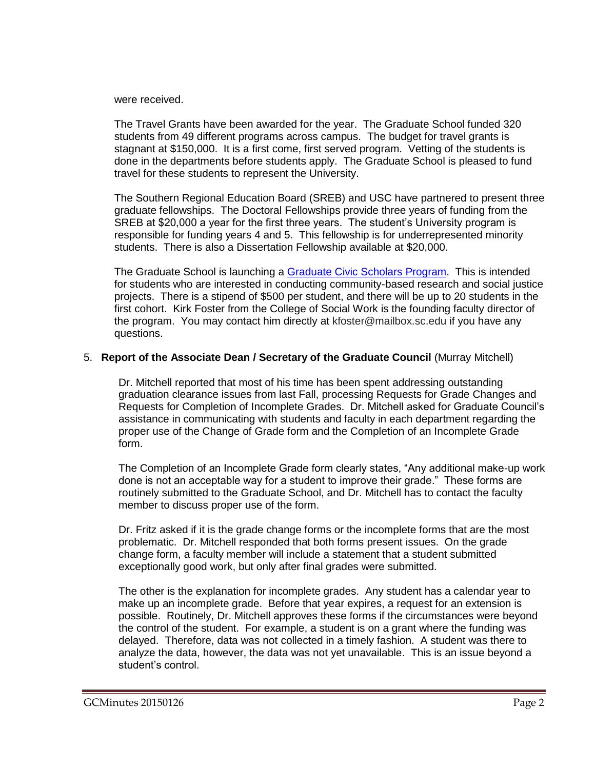were received.

The Travel Grants have been awarded for the year. The Graduate School funded 320 students from 49 different programs across campus. The budget for travel grants is stagnant at $150,000. It is a first come, first served program. Vetting of the students is done in the departments before students apply. The Graduate School is pleased to fund travel for these students to represent the University.

The Southern Regional Education Board (SREB) and USC have partnered to present three graduate fellowships. The Doctoral Fellowships provide three years of funding from the SREB at $20,000 a year for the first three years. The student's University program is responsible for funding years 4 and 5. This fellowship is for underrepresented minority students. There is also a Dissertation Fellowship available at $20,000.

The Graduate School is launching a [Graduate Civic Scholars Program](). This is intended for students who are interested in conducting community-based research and social justice projects. There is a stipend of $500 per student, and there will be up to 20 students in the first cohort. Kirk Foster from the College of Social Work is the founding faculty director of the program. You may contact him directly at kfoster@mailbox.sc.edu if you have any questions.

5. **Report of the Associate Dean / Secretary of the Graduate Council** (Murray Mitchell)

Dr. Mitchell reported that most of his time has been spent addressing outstanding graduation clearance issues from last Fall, processing Requests for Grade Changes and Requests for Completion of Incomplete Grades. Dr. Mitchell asked for Graduate Council's assistance in communicating with students and faculty in each department regarding the proper use of the Change of Grade form and the Completion of an Incomplete Grade form.

The Completion of an Incomplete Grade form clearly states, "Any additional make-up work done is not an acceptable way for a student to improve their grade." These forms are routinely submitted to the Graduate School, and Dr. Mitchell has to contact the faculty member to discuss proper use of the form.

Dr. Fritz asked if it is the grade change forms or the incomplete forms that are the most problematic. Dr. Mitchell responded that both forms present issues. On the grade change form, a faculty member will include a statement that a student submitted exceptionally good work, but only after final grades were submitted.

The other is the explanation for incomplete grades. Any student has a calendar year to make up an incomplete grade. Before that year expires, a request for an extension is possible. Routinely, Dr. Mitchell approves these forms if the circumstances were beyond the control of the student. For example, a student is on a grant where the funding was delayed. Therefore, data was not collected in a timely fashion. A student was there to analyze the data, however, the data was not yet unavailable. This is an issue beyond a student's control.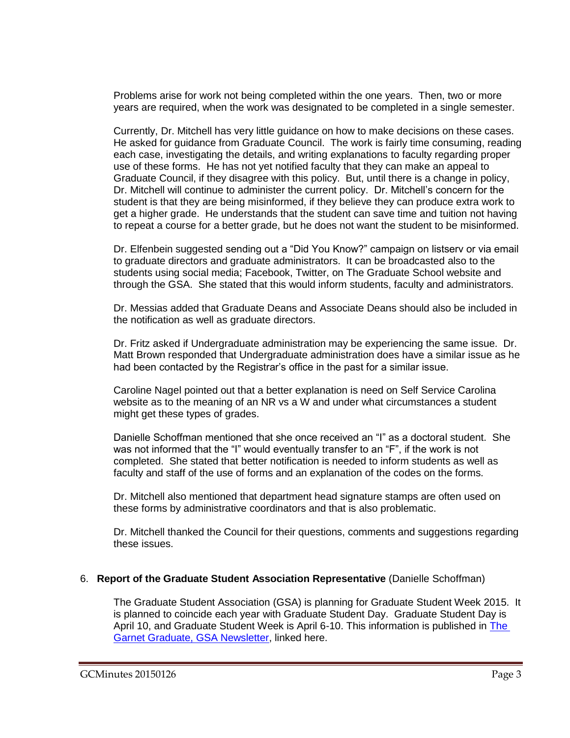Problems arise for work not being completed within the one years. Then, two or more years are required, when the work was designated to be completed in a single semester.

Currently, Dr. Mitchell has very little guidance on how to make decisions on these cases. He asked for guidance from Graduate Council. The work is fairly time consuming, reading each case, investigating the details, and writing explanations to faculty regarding proper use of these forms. He has not yet notified faculty that they can make an appeal to Graduate Council, if they disagree with this policy. But, until there is a change in policy, Dr. Mitchell will continue to administer the current policy. Dr. Mitchell's concern for the student is that they are being misinformed, if they believe they can produce extra work to get a higher grade. He understands that the student can save time and tuition not having to repeat a course for a better grade, but he does not want the student to be misinformed.

Dr. Elfenbein suggested sending out a "Did You Know?" campaign on listserv or via email to graduate directors and graduate administrators. It can be broadcasted also to the students using social media; Facebook, Twitter, on The Graduate School website and through the GSA. She stated that this would inform students, faculty and administrators.

Dr. Messias added that Graduate Deans and Associate Deans should also be included in the notification as well as graduate directors.

Dr. Fritz asked if Undergraduate administration may be experiencing the same issue. Dr. Matt Brown responded that Undergraduate administration does have a similar issue as he had been contacted by the Registrar's office in the past for a similar issue.

Caroline Nagel pointed out that a better explanation is need on Self Service Carolina website as to the meaning of an NR vs a W and under what circumstances a student might get these types of grades.

Danielle Schoffman mentioned that she once received an "I" as a doctoral student. She was not informed that the "I" would eventually transfer to an "F", if the work is not completed. She stated that better notification is needed to inform students as well as faculty and staff of the use of forms and an explanation of the codes on the forms.

Dr. Mitchell also mentioned that department head signature stamps are often used on these forms by administrative coordinators and that is also problematic.

Dr. Mitchell thanked the Council for their questions, comments and suggestions regarding these issues.

6. **Report of the Graduate Student Association Representative** (Danielle Schoffman)

   The Graduate Student Association (GSA) is planning for Graduate Student Week 2015. It is planned to coincide each year with Graduate Student Day. Graduate Student Day is April 10, and Graduate Student Week is April 6-10. This information is published in The Garnet Graduate, GSA Newsletter, linked here.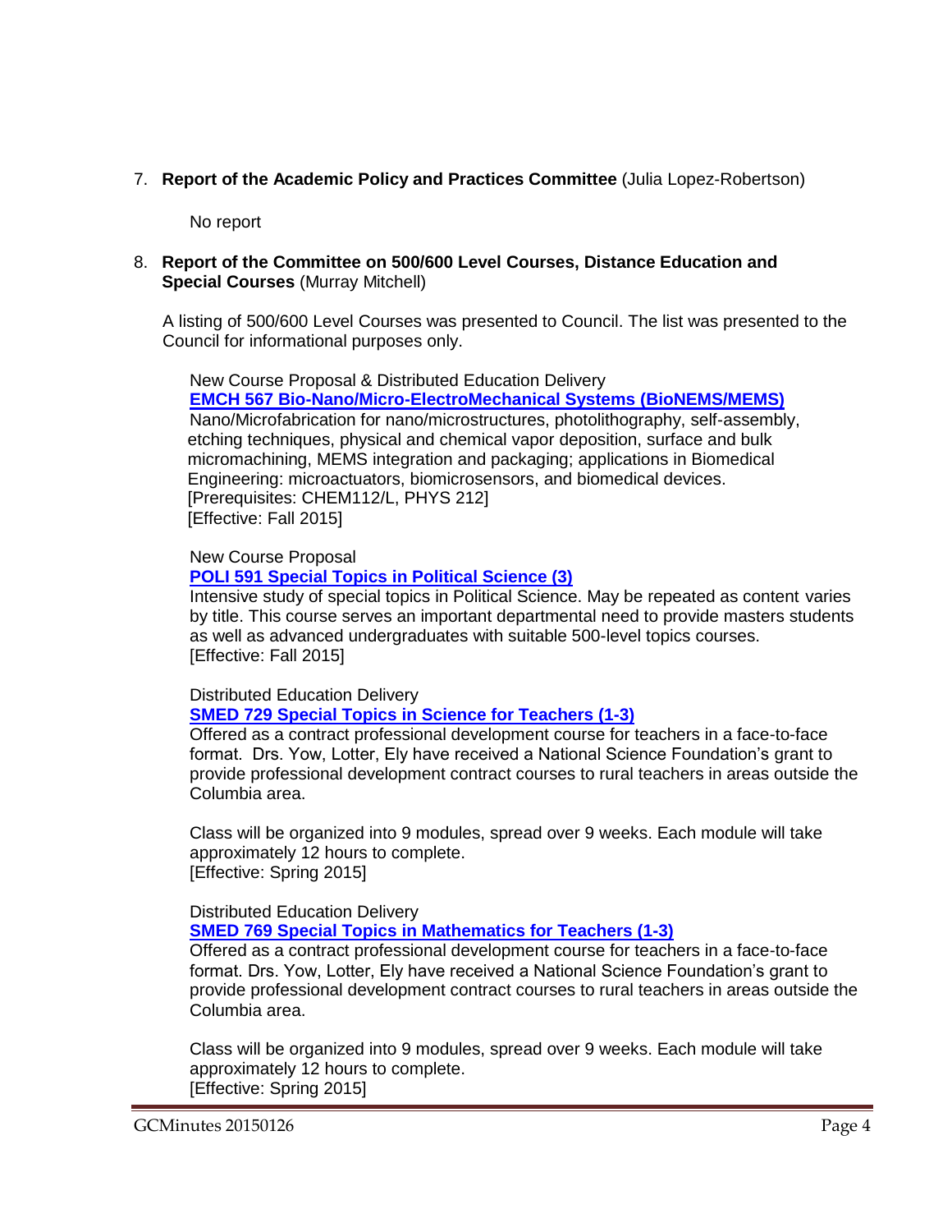7. **Report of the Academic Policy and Practices Committee** (Julia Lopez-Robertson)

   No report

8. **Report of the Committee on 500/600 Level Courses, Distance Education and Special Courses** (Murray Mitchell)

   A listing of 500/600 Level Courses was presented to Council. The list was presented to the Council for informational purposes only.

   New Course Proposal & Distributed Education Delivery
   **EMCH 567 Bio-Nano/Micro-ElectroMechanical Systems (BioNEMS/MEMS)**
   Nano/Microfabrication for nano/microstructures, photolithography, self-assembly, etching techniques, physical and chemical vapor deposition, surface and bulk micromachining, MEMS integration and packaging; applications in Biomedical Engineering: microactuators, biomicrosensors, and biomedical devices.
   [Prerequisites: CHEM112/L, PHYS 212]
   [Effective: Fall 2015]

   New Course Proposal
   **POLI 591 Special Topics in Political Science (3)**
   Intensive study of special topics in Political Science. May be repeated as content varies by title. This course serves an important departmental need to provide masters students as well as advanced undergraduates with suitable 500-level topics courses.
   [Effective: Fall 2015]

   Distributed Education Delivery
   **SMED 729 Special Topics in Science for Teachers (1-3)**
   Offered as a contract professional development course for teachers in a face-to-face format. Drs. Yow, Lotter, Ely have received a National Science Foundation's grant to provide professional development contract courses to rural teachers in areas outside the Columbia area.

   Class will be organized into 9 modules, spread over 9 weeks. Each module will take approximately 12 hours to complete.
   [Effective: Spring 2015]

   Distributed Education Delivery
   **SMED 769 Special Topics in Mathematics for Teachers (1-3)**
   Offered as a contract professional development course for teachers in a face-to-face format. Drs. Yow, Lotter, Ely have received a National Science Foundation's grant to provide professional development contract courses to rural teachers in areas outside the Columbia area.

   Class will be organized into 9 modules, spread over 9 weeks. Each module will take approximately 12 hours to complete.
   [Effective: Spring 2015]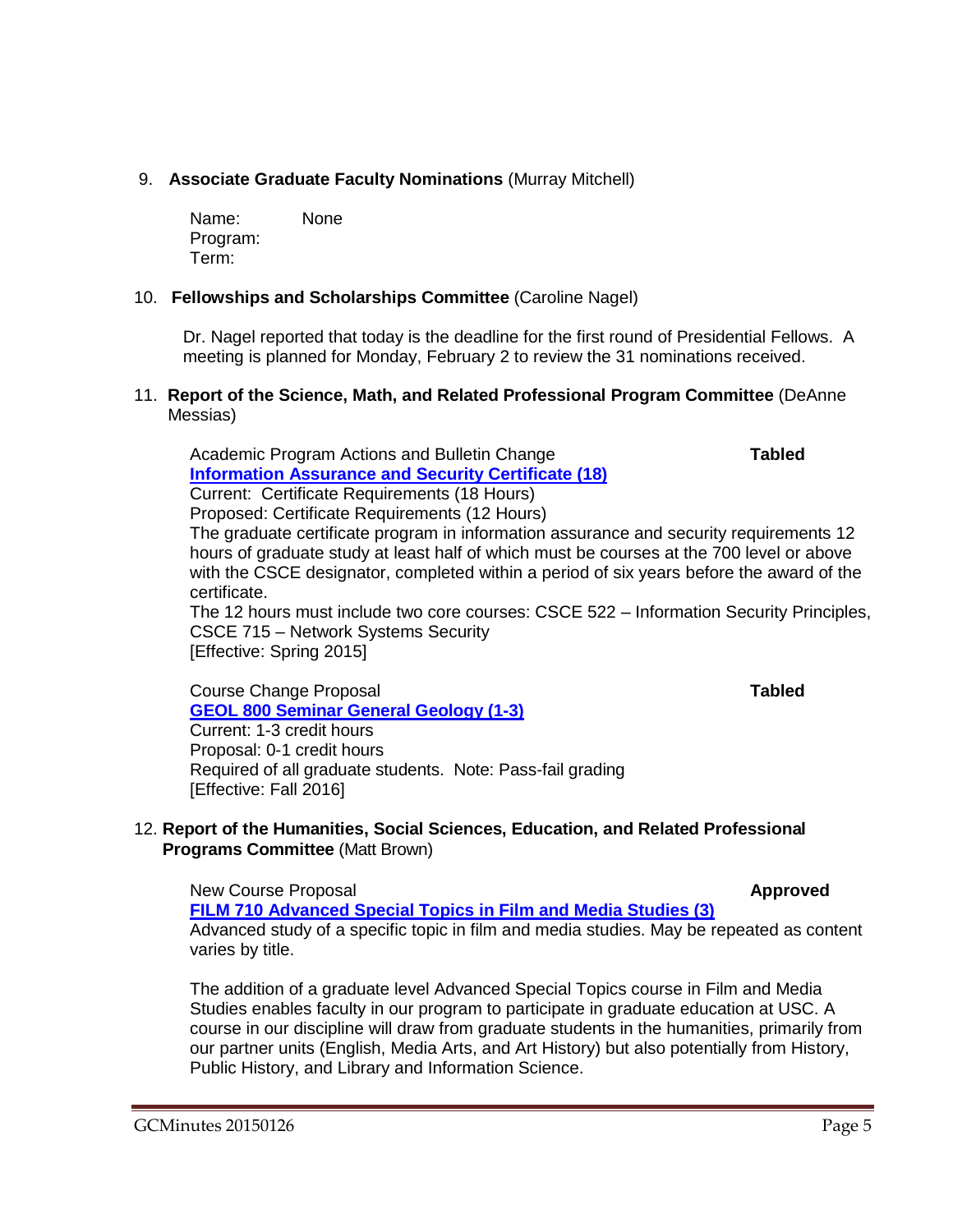9. **Associate Graduate Faculty Nominations** (Murray Mitchell)

   Name: None
   Program:
   Term:

10. **Fellowships and Scholarships Committee** (Caroline Nagel)

    Dr. Nagel reported that today is the deadline for the first round of Presidential Fellows. A meeting is planned for Monday, February 2 to review the 31 nominations received.

11. **Report of the Science, Math, and Related Professional Program Committee** (DeAnne Messias)

    Academic Program Actions and Bulletin Change **Tabled**
    **Information Assurance and Security Certificate (18)**
    Current: Certificate Requirements (18 Hours)
    Proposed: Certificate Requirements (12 Hours)
    The graduate certificate program in information assurance and security requirements 12 hours of graduate study at least half of which must be courses at the 700 level or above with the CSCE designator, completed within a period of six years before the award of the certificate.
    The 12 hours must include two core courses: CSCE 522 – Information Security Principles, CSCE 715 – Network Systems Security
    [Effective: Spring 2015]

    Course Change Proposal **Tabled**
    **GEOL 800 Seminar General Geology (1-3)**
    Current: 1-3 credit hours
    Proposal: 0-1 credit hours
    Required of all graduate students. Note: Pass-fail grading
    [Effective: Fall 2016]

12. **Report of the Humanities, Social Sciences, Education, and Related Professional Programs Committee** (Matt Brown)

    New Course Proposal **Approved**
    **FILM 710 Advanced Special Topics in Film and Media Studies (3)**
    Advanced study of a specific topic in film and media studies. May be repeated as content varies by title.

    The addition of a graduate level Advanced Special Topics course in Film and Media Studies enables faculty in our program to participate in graduate education at USC. A course in our discipline will draw from graduate students in the humanities, primarily from our partner units (English, Media Arts, and Art History) but also potentially from History, Public History, and Library and Information Science.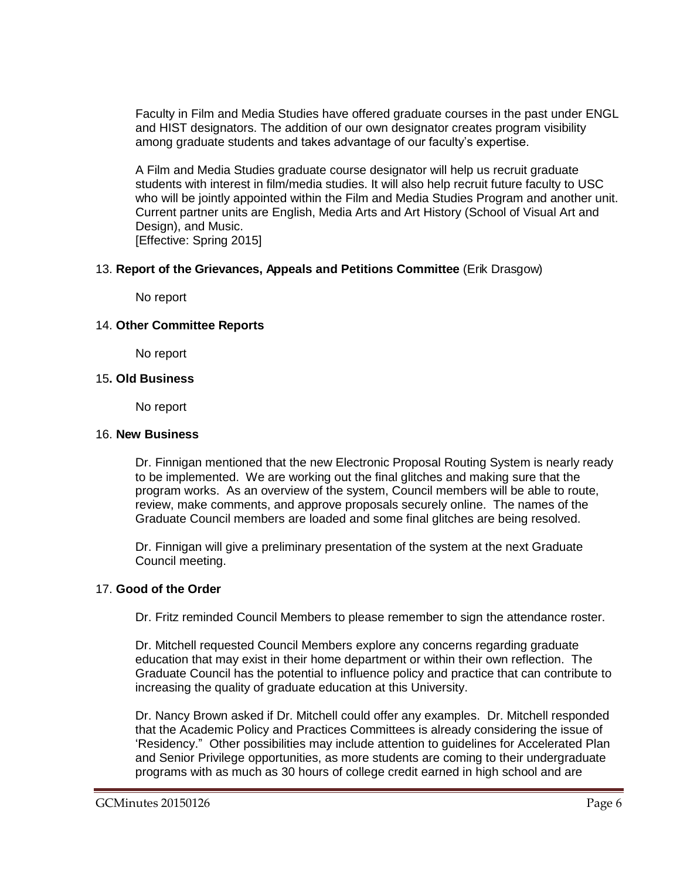Faculty in Film and Media Studies have offered graduate courses in the past under ENGL and HIST designators. The addition of our own designator creates program visibility among graduate students and takes advantage of our faculty's expertise.

A Film and Media Studies graduate course designator will help us recruit graduate students with interest in film/media studies. It will also help recruit future faculty to USC who will be jointly appointed within the Film and Media Studies Program and another unit. Current partner units are English, Media Arts and Art History (School of Visual Art and Design), and Music.
[Effective: Spring 2015]

13. **Report of the Grievances, Appeals and Petitions Committee** (Erik Drasgow)

No report

14. **Other Committee Reports**

No report

15**. Old Business**

No report

16. **New Business**

Dr. Finnigan mentioned that the new Electronic Proposal Routing System is nearly ready to be implemented. We are working out the final glitches and making sure that the program works. As an overview of the system, Council members will be able to route, review, make comments, and approve proposals securely online. The names of the Graduate Council members are loaded and some final glitches are being resolved.

Dr. Finnigan will give a preliminary presentation of the system at the next Graduate Council meeting.

17. **Good of the Order**

Dr. Fritz reminded Council Members to please remember to sign the attendance roster.

Dr. Mitchell requested Council Members explore any concerns regarding graduate education that may exist in their home department or within their own reflection. The Graduate Council has the potential to influence policy and practice that can contribute to increasing the quality of graduate education at this University.

Dr. Nancy Brown asked if Dr. Mitchell could offer any examples. Dr. Mitchell responded that the Academic Policy and Practices Committees is already considering the issue of 'Residency.' Other possibilities may include attention to guidelines for Accelerated Plan and Senior Privilege opportunities, as more students are coming to their undergraduate programs with as much as 30 hours of college credit earned in high school and are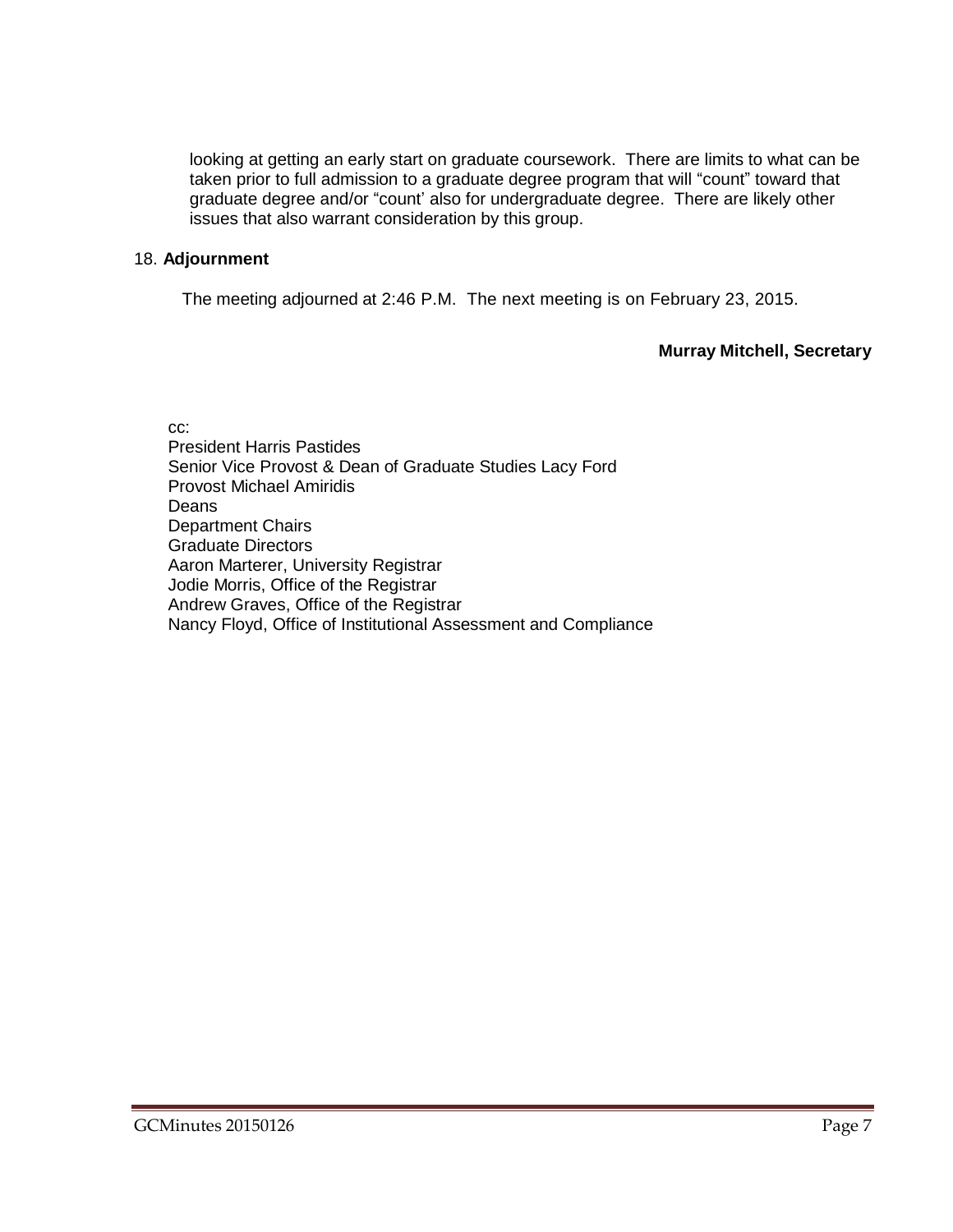looking at getting an early start on graduate coursework. There are limits to what can be taken prior to full admission to a graduate degree program that will "count" toward that graduate degree and/or "count' also for undergraduate degree. There are likely other issues that also warrant consideration by this group.

18. **Adjournment**

The meeting adjourned at 2:46 P.M. The next meeting is on February 23, 2015.

**Murray Mitchell, Secretary**

cc:
President Harris Pastides
Senior Vice Provost & Dean of Graduate Studies Lacy Ford
Provost Michael Amiridis
Deans
Department Chairs
Graduate Directors
Aaron Marterer, University Registrar
Jodie Morris, Office of the Registrar
Andrew Graves, Office of the Registrar
Nancy Floyd, Office of Institutional Assessment and Compliance